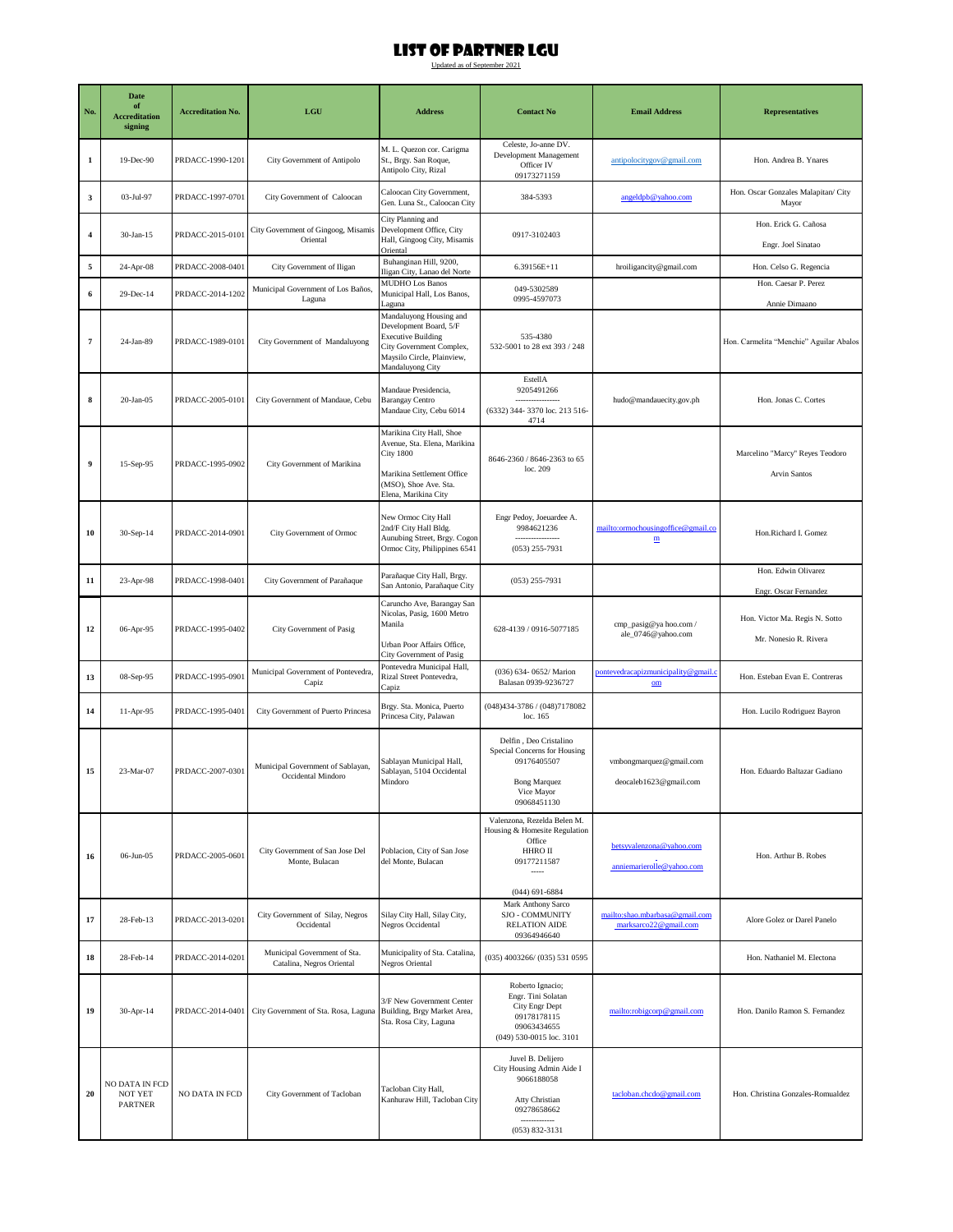# LIST OF PARTNER LGU

Updated as of September 2021

| No. | Date of Accreditation signing | Accreditation No. | LGU | Address | Contact No | Email Address | Representatives |
|---|---|---|---|---|---|---|---|
| 1 | 19-Dec-90 | PRDACC-1990-1201 | City Government of Antipolo | M. L. Quezon cor. Carigma St., Brgy. San Roque, Antipolo City, Rizal | Celeste, Jo-anne DV. Development Management Officer IV 09173271159 | antipolocitygov@gmail.com | Hon. Andrea B. Ynares |
| 3 | 03-Jul-97 | PRDACC-1997-0701 | City Government of Caloocan | Caloocan City Government, Gen. Luna St., Caloocan City | 384-5393 | angeldpb@yahoo.com | Hon. Oscar Gonzales Malapitan/ City Mayor |
| 4 | 30-Jan-15 | PRDACC-2015-0101 | City Government of Gingoog, Misamis Oriental | City Planning and Development Office, City Hall, Gingoog City, Misamis Oriental | 0917-3102403 | | Hon. Erick G. Cañosa<br>Engr. Joel Sinatao |
| 5 | 24-Apr-08 | PRDACC-2008-0401 | City Government of Iligan | Buhanginan Hill, 9200, Iligan City, Lanao del Norte | 6.39156E+11 | hroiligancity@gmail.com | Hon. Celso G. Regencia |
| 6 | 29-Dec-14 | PRDACC-2014-1202 | Municipal Government of Los Baños, Laguna | MUDHO Los Banos Municipal Hall, Los Banos, Laguna | 049-5302589<br>0995-4597073 | | Hon. Caesar P. Perez<br>Annie Dimaano |
| 7 | 24-Jan-89 | PRDACC-1989-0101 | City Government of Mandaluyong | Mandaluyong Housing and Development Board, 5/F Executive Building City Government Complex, Maysilo Circle, Plainview, Mandaluyong City | 535-4380<br>532-5001 to 28 ext 393 / 248 | | Hon. Carmelita "Menchie" Aguilar Abalos |
| 8 | 20-Jan-05 | PRDACC-2005-0101 | City Government of Mandaue, Cebu | Mandaue Presidencia, Barangay Centro Mandaue City, Cebu 6014 | EstellA<br>9205491266<br>-----------------<br>(6332) 344- 3370 loc. 213 516-4714 | hudo@mandauecity.gov.ph | Hon. Jonas C. Cortes |
| 9 | 15-Sep-95 | PRDACC-1995-0902 | City Government of Marikina | Marikina City Hall, Shoe Avenue, Sta. Elena, Marikina City 1800<br>Marikina Settlement Office (MSO), Shoe Ave. Sta. Elena, Marikina City | 8646-2360 / 8646-2363 to 65 loc. 209 | | Marcelino "Marcy" Reyes Teodoro<br>Arvin Santos |
| 10 | 30-Sep-14 | PRDACC-2014-0901 | City Government of Ormoc | New Ormoc City Hall 2nd/F City Hall Bldg. Aunubing Street, Brgy. Cogon Ormoc City, Philippines 6541 | Engr Pedoy, Joeuardee A.<br>9984621236<br>-----------------<br>(053) 255-7931 | mailto:ormochousingoffice@gmail.com | Hon.Richard I. Gomez |
| 11 | 23-Apr-98 | PRDACC-1998-0401 | City Government of Parañaque | Parañaque City Hall, Brgy. San Antonio, Parañaque City | (053) 255-7931 | | Hon. Edwin Olivarez<br>Engr. Oscar Fernandez |
| 12 | 06-Apr-95 | PRDACC-1995-0402 | City Government of Pasig | Caruncho Ave, Barangay San Nicolas, Pasig, 1600 Metro Manila<br>Urban Poor Affairs Office, City Government of Pasig | 628-4139 / 0916-5077185 | cmp_pasig@ya hoo.com /<br>ale_0746@yahoo.com | Hon. Victor Ma. Regis N. Sotto<br>Mr. Nonesio R. Rivera |
| 13 | 08-Sep-95 | PRDACC-1995-0901 | Municipal Government of Pontevedra, Capiz | Pontevedra Municipal Hall, Rizal Street Pontevedra, Capiz | (036) 634- 0652/ Marion Balasan 0939-9236727 | pontevedracapizmunicipality@gmail.com | Hon. Esteban Evan E. Contreras |
| 14 | 11-Apr-95 | PRDACC-1995-0401 | City Government of Puerto Princesa | Brgy. Sta. Monica, Puerto Princesa City, Palawan | (048)434-3786 / (048)7178082 loc. 165 | | Hon. Lucilo Rodriguez Bayron |
| 15 | 23-Mar-07 | PRDACC-2007-0301 | Municipal Government of Sablayan, Occidental Mindoro | Sablayan Municipal Hall, Sablayan, 5104 Occidental Mindoro | Delfin , Deo Cristalino<br>Special Concerns for Housing<br>09176405507<br>Bong Marquez<br>Vice Mayor<br>09068451130 | vmbongmarquez@gmail.com<br>deocaleb1623@gmail.com | Hon. Eduardo Baltazar Gadiano |
| 16 | 06-Jun-05 | PRDACC-2005-0601 | City Government of San Jose Del Monte, Bulacan | Poblacion, City of San Jose del Monte, Bulacan | Valenzona, Rezelda Belen M.<br>Housing & Homesite Regulation Office<br>HHRO II<br>09177211587<br>-----<br>(044) 691-6884 | betsyvalenzona@yahoo.com<br>anniemarierolle@yahoo.com | Hon. Arthur B. Robes |
| 17 | 28-Feb-13 | PRDACC-2013-0201 | City Government of Silay, Negros Occidental | Silay City Hall, Silay City, Negros Occidental | Mark Anthony Sarco<br>SJO - COMMUNITY RELATION AIDE<br>09364946640 | mailto:shao.mbarbasa@gmail.com<br>marksarco22@gmail.com | Alore Golez or Darel Panelo |
| 18 | 28-Feb-14 | PRDACC-2014-0201 | Municipal Government of Sta. Catalina, Negros Oriental | Municipality of Sta. Catalina, Negros Oriental | (035) 4003266/ (035) 531 0595 | | Hon. Nathaniel M. Electona |
| 19 | 30-Apr-14 | PRDACC-2014-0401 | City Government of Sta. Rosa, Laguna | 3/F New Government Center Building, Brgy Market Area, Sta. Rosa City, Laguna | Roberto Ignacio;<br>Engr. Tini Solatan<br>City Engr Dept<br>09178178115<br>09063434655<br>(049) 530-0015 loc. 3101 | mailto:robigcorp@gmail.com | Hon. Danilo Ramon S. Fernandez |
| 20 | NO DATA IN FCD NOT YET PARTNER | NO DATA IN FCD | City Government of Tacloban | Tacloban City Hall, Kanhuraw Hill, Tacloban City | Juvel B. Delijero<br>City Housing Admin Aide I<br>9066188058<br>Atty Christian<br>09278658662<br>-------------<br>(053) 832-3131 | tacloban.chcdo@gmail.com | Hon. Christina Gonzales-Romualdez |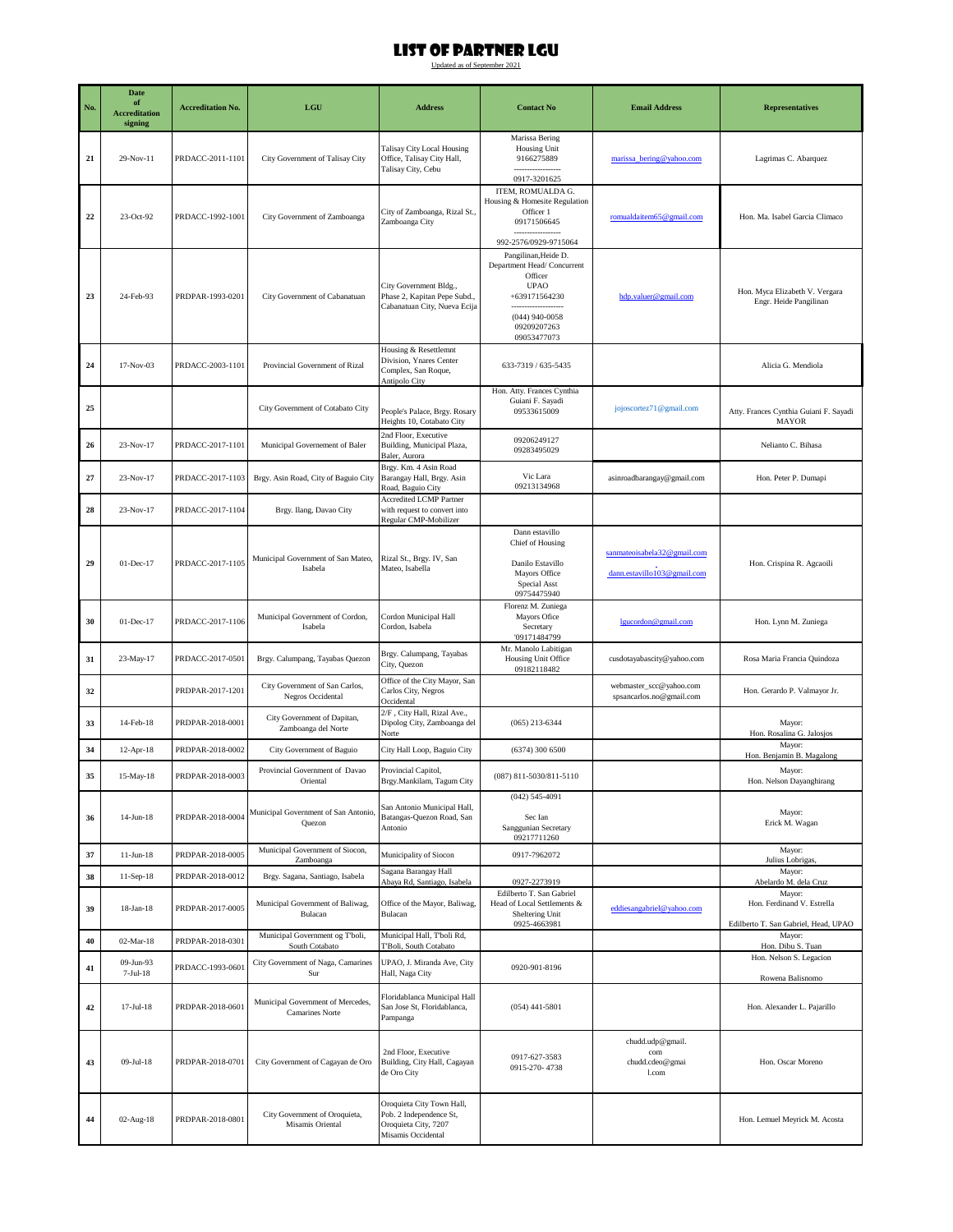# LIST OF PARTNER LGU

Updated as of September 2021

| No. | Date of Accreditation signing | Accreditation No. | LGU | Address | Contact No | Email Address | Representatives |
|---|---|---|---|---|---|---|---|
| 21 | 29-Nov-11 | PRDACC-2011-1101 | City Government of Talisay City | Talisay City Local Housing Office, Talisay City Hall, Talisay City, Cebu | Marissa Bering Housing Unit 9166275889 ------------------ 0917-3201625 | marissa_bering@yahoo.com | Lagrimas C. Abarquez |
| 22 | 23-Oct-92 | PRDACC-1992-1001 | City Government of Zamboanga | City of Zamboanga, Rizal St., Zamboanga City | ITEM, ROMUALDA G. Housing & Homesite Regulation Officer 1 09171506645 ------------------ 992-2576/0929-9715064 | romualdaitem65@gmail.com | Hon. Ma. Isabel Garcia Climaco |
| 23 | 24-Feb-93 | PRDPAR-1993-0201 | City Government of Cabanatuan | City Government Bldg., Phase 2, Kapitan Pepe Subd., Cabanatuan City, Nueva Ecija | Pangilinan,Heide D. Department Head/ Concurrent Officer UPAO +639171564230 ------------------- (044) 940-0058 09209207263 09053477073 | hdp.valuer@gmail.com | Hon. Myca Elizabeth V. Vergara Engr. Heide Pangilinan |
| 24 | 17-Nov-03 | PRDACC-2003-1101 | Provincial Government of Rizal | Housing & Resettlemnt Division, Ynares Center Complex, San Roque, Antipolo City | 633-7319 / 635-5435 | | Alicia G. Mendiola |
| 25 | | | City Government of Cotabato City | People's Palace, Brgy. Rosary Heights 10, Cotabato City | Hon. Atty. Frances Cynthia Guiani F. Sayadi 09533615009 | jojoscortez71@gmail.com | Atty. Frances Cynthia Guiani F. Sayadi MAYOR |
| 26 | 23-Nov-17 | PRDACC-2017-1101 | Municipal Governement of Baler | 2nd Floor, Executive Building, Municipal Plaza, Baler, Aurora | 09206249127 09283495029 | | Nelianto C. Bihasa |
| 27 | 23-Nov-17 | PRDACC-2017-1103 | Brgy. Asin Road, City of Baguio City | Brgy. Km. 4 Asin Road Barangay Hall, Brgy. Asin Road, Baguio City | Vic Lara 09213134968 | asinroadbarangay@gmail.com | Hon. Peter P. Dumapi |
| 28 | 23-Nov-17 | PRDACC-2017-1104 | Brgy. Ilang, Davao City | Accredited LCMP Partner with request to convert into Regular CMP-Mobilizer | | | |
| 29 | 01-Dec-17 | PRDACC-2017-1105 | Municipal Government of San Mateo, Isabela | Rizal St., Brgy. IV, San Mateo, Isabella | Dann estavillo Chief of Housing Danilo Estavillo Mayors Office Special Asst 09754475940 | sanmateoisabela32@gmail.com dann.estavillo103@gmail.com | Hon. Crispina R. Agcaoili |
| 30 | 01-Dec-17 | PRDACC-2017-1106 | Municipal Government of Cordon, Isabela | Cordon Municipal Hall Cordon, Isabela | Florenz M. Zuniega Mayors Ofice Secretary '09171484799 | lgucordon@gmail.com | Hon. Lynn M. Zuniega |
| 31 | 23-May-17 | PRDACC-2017-0501 | Brgy. Calumpang, Tayabas Quezon | Brgy. Calumpang, Tayabas City, Quezon | Mr. Manolo Labitigan Housing Unit Office 09182118482 | cusdotayabascity@yahoo.com | Rosa Maria Francia Quindoza |
| 32 | | PRDPAR-2017-1201 | City Government of San Carlos, Negros Occidental | Office of the City Mayor, San Carlos City, Negros Occidental | | webmaster_scc@yahoo.com spsancarlos.no@gmail.com | Hon. Gerardo P. Valmayor Jr. |
| 33 | 14-Feb-18 | PRDPAR-2018-0001 | City Government of Dapitan, Zamboanga del Norte | 2/F , City Hall, Rizal Ave., Dipolog City, Zamboanga del Norte | (065) 213-6344 | | Mayor: Hon. Rosalina G. Jalosjos |
| 34 | 12-Apr-18 | PRDPAR-2018-0002 | City Government of Baguio | City Hall Loop, Baguio City | (6374) 300 6500 | | Mayor: Hon. Benjamin B. Magalong |
| 35 | 15-May-18 | PRDPAR-2018-0003 | Provincial Government of Davao Oriental | Provincial Capitol, Brgy.Mankilam, Tagum City | (087) 811-5030/811-5110 | | Mayor: Hon. Nelson Dayanghirang |
| 36 | 14-Jun-18 | PRDPAR-2018-0004 | Municipal Government of San Antonio, Quezon | San Antonio Municipal Hall, Batangas-Quezon Road, San Antonio | (042) 545-4091 Sec Ian Sanggunian Secretary 09217711260 | | Mayor: Erick M. Wagan |
| 37 | 11-Jun-18 | PRDPAR-2018-0005 | Municipal Government of Siocon, Zamboanga | Municipality of Siocon | 0917-7962072 | | Mayor: Julius Lobrigas, |
| 38 | 11-Sep-18 | PRDPAR-2018-0012 | Brgy. Sagana, Santiago, Isabela | Sagana Barangay Hall Abaya Rd, Santiago, Isabela | 0927-2273919 | | Mayor: Abelardo M. dela Cruz |
| 39 | 18-Jan-18 | PRDPAR-2017-0005 | Municipal Government of Baliwag, Bulacan | Office of the Mayor, Baliwag, Bulacan | Edilberto T. San Gabriel Head of Local Settlements & Sheltering Unit 0925-4663981 | eddiesangabriel@yahoo.com | Mayor: Hon. Ferdinand V. Estrella Edilberto T. San Gabriel, Head, UPAO |
| 40 | 02-Mar-18 | PRDPAR-2018-0301 | Municipal Government og T'boli, South Cotabato | Municipal Hall, T'boli Rd, T'Boli, South Cotabato | | | Mayor: Hon. Dibu S. Tuan |
| 41 | 09-Jun-93 7-Jul-18 | PRDACC-1993-0601 | City Government of Naga, Camarines Sur | UPAO, J. Miranda Ave, City Hall, Naga City | 0920-901-8196 | | Hon. Nelson S. Legacion Rowena Balisnomo |
| 42 | 17-Jul-18 | PRDPAR-2018-0601 | Municipal Government of Mercedes, Camarines Norte | Floridablanca Municipal Hall San Jose St, Floridablanca, Pampanga | (054) 441-5801 | | Hon. Alexander L. Pajarillo |
| 43 | 09-Jul-18 | PRDPAR-2018-0701 | City Government of Cagayan de Oro | 2nd Floor, Executive Building, City Hall, Cagayan de Oro City | 0917-627-3583 0915-270- 4738 | chudd.udp@gmail.com chudd.cdeo@gmail.com | Hon. Oscar Moreno |
| 44 | 02-Aug-18 | PRDPAR-2018-0801 | City Government of Oroquieta, Misamis Oriental | Oroquieta City Town Hall, Pob. 2 Independence St, Oroquieta City, 7207 Misamis Occidental | | | Hon. Lemuel Meyrick M. Acosta |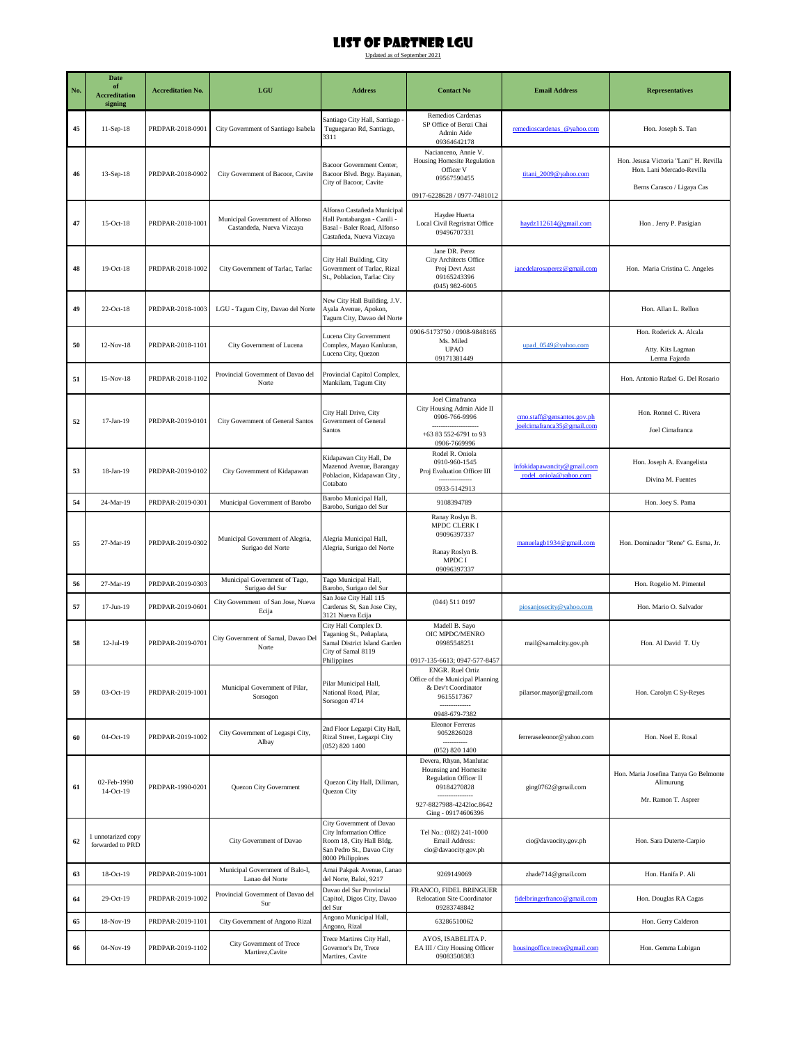# LIST OF PARTNER LGU

Updated as of September 2021

| No. | Date of Accreditation signing | Accreditation No. | LGU | Address | Contact No | Email Address | Representatives |
|---|---|---|---|---|---|---|---|
| 45 | 11-Sep-18 | PRDPAR-2018-0901 | City Government of Santiago Isabela | Santiago City Hall, Santiago - Tuguegarao Rd, Santiago, 3311 | Remedios Cardenas<br>SP Office of Benzi Chai<br>Admin Aide<br>09364642178 | remedioscardenas_@yahoo.com | Hon. Joseph S. Tan |
| 46 | 13-Sep-18 | PRDPAR-2018-0902 | City Government of Bacoor, Cavite | Bacoor Government Center, Bacoor Blvd. Brgy. Bayanan, City of Bacoor, Cavite | Nacianceno, Annie V.<br>Housing Homesite Regulation Officer V<br>09567590455<br><br>0917-6228628 / 0977-7481012 | titani_2009@yahoo.com | Hon. Jesusa Victoria "Lani" H. Revilla<br>Hon. Lani Mercado-Revilla<br><br>Berns Carasco / Ligaya Cas |
| 47 | 15-Oct-18 | PRDPAR-2018-1001 | Municipal Government of Alfonso Castandeda, Nueva Vizcaya | Alfonso Castañeda Municipal Hall Pantabangan - Canili - Basal - Baler Road, Alfonso Castañeda, Nueva Vizcaya | Haydee Huerta<br>Local Civil Registrat Office<br>09496707331 | haydz112614@gmail.com | Hon . Jerry P. Pasigian |
| 48 | 19-Oct-18 | PRDPAR-2018-1002 | City Government of Tarlac, Tarlac | City Hall Building, City Government of Tarlac, Rizal St., Poblacion, Tarlac City | Jane DR. Perez<br>City Architects Office<br>Proj Devt Asst<br>09165243396<br>(045) 982-6005 | janedelarosaperez@gmail.com | Hon. Maria Cristina C. Angeles |
| 49 | 22-Oct-18 | PRDPAR-2018-1003 | LGU - Tagum City, Davao del Norte | New City Hall Building, J.V. Ayala Avenue, Apokon, Tagum City, Davao del Norte | | | Hon. Allan L. Rellon |
| 50 | 12-Nov-18 | PRDPAR-2018-1101 | City Government of Lucena | Lucena City Government Complex, Mayao Kanluran, Lucena City, Quezon | 0906-5173750 / 0908-9848165<br>Ms. Miled<br>UPAO<br>09171381449 | upad_0549@yahoo.com | Hon. Roderick A. Alcala<br><br>Atty. Kits Lagman<br>Lerma Fajarda |
| 51 | 15-Nov-18 | PRDPAR-2018-1102 | Provincial Government of Davao del Norte | Provincial Capitol Complex, Mankilam, Tagum City | | | Hon. Antonio Rafael G. Del Rosario |
| 52 | 17-Jan-19 | PRDPAR-2019-0101 | City Government of General Santos | City Hall Drive, City Government of General Santos | Joel Cimafranca<br>City Housing Admin Aide II<br>0906-766-9996<br>---------------------<br>+63 83 552-6791 to 93<br>0906-7669996 | cmo.staff@gensantos.gov.ph<br>joelcimafranca35@gmail.com | Hon. Ronnel C. Rivera<br><br>Joel Cimafranca |
| 53 | 18-Jan-19 | PRDPAR-2019-0102 | City Government of Kidapawan | Kidapawan City Hall, De Mazenod Avenue, Barangay Poblacion, Kidapawan City , Cotabato | Rodel R. Oniola<br>0910-960-1545<br>Proj Evaluation Officer III<br>---------------<br>0933-5142913 | infokidapawancity@gmail.com<br>rodel_oniola@yahoo.com | Hon. Joseph A. Evangelista<br><br>Divina M. Fuentes |
| 54 | 24-Mar-19 | PRDPAR-2019-0301 | Municipal Government of Barobo | Barobo Municipal Hall, Barobo, Surigao del Sur | 9108394789 | | Hon. Joey S. Pama |
| 55 | 27-Mar-19 | PRDPAR-2019-0302 | Municipal Government of Alegria, Surigao del Norte | Alegria Municipal Hall, Alegria, Surigao del Norte | Ranay Roslyn B.<br>MPDC CLERK I<br>09096397337<br><br>Ranay Roslyn B.<br>MPDC I<br>09096397337 | manuelagb1934@gmail.com | Hon. Dominador "Rene" G. Esma, Jr. |
| 56 | 27-Mar-19 | PRDPAR-2019-0303 | Municipal Government of Tago, Surigao del Sur | Tago Municipal Hall, Barobo, Surigao del Sur | | | Hon. Rogelio M. Pimentel |
| 57 | 17-Jun-19 | PRDPAR-2019-0601 | City Government of San Jose, Nueva Ecija | San Jose City Hall 115 Cardenas St, San Jose City, 3121 Nueva Ecija | (044) 511 0197 | piosanjosecity@yahoo.com | Hon. Mario O. Salvador |
| 58 | 12-Jul-19 | PRDPAR-2019-0701 | City Government of Samal, Davao Del Norte | City Hall Complex D. Taganiog St., Peñaplata, Samal District Island Garden City of Samal 8119 Philippines | Madell B. Sayo<br>OIC MPDC/MENRO<br>09985548251<br><br>0917-135-6613; 0947-577-8457 | mail@samalcity.gov.ph | Hon. Al David T. Uy |
| 59 | 03-Oct-19 | PRDPAR-2019-1001 | Municipal Government of Pilar, Sorsogon | Pilar Municipal Hall, National Road, Pilar, Sorsogon 4714 | ENGR. Ruel Ortiz<br>Office of the Municipal Planning & Dev't Coordinator<br>9615517367<br>--------------<br>0948-679-7382 | pilarsor.mayor@gmail.com | Hon. Carolyn C Sy-Reyes |
| 60 | 04-Oct-19 | PRDPAR-2019-1002 | City Government of Legaspi City, Albay | 2nd Floor Legazpi City Hall, Rizal Street, Legazpi City (052) 820 1400 | Eleonor Ferreras<br>9052826028<br>-----------<br>(052) 820 1400 | ferreraseleonor@yahoo.com | Hon. Noel E. Rosal |
| 61 | 02-Feb-1990<br>14-Oct-19 | PRDPAR-1990-0201 | Quezon City Government | Quezon City Hall, Diliman, Quezon City | Devera, Rhyan, Manlutac<br>Hounsing and Homesite Regulation Officer II<br>09184270828<br>----------------<br>927-8827988-4242loc.8642<br>Ging - 09174606396 | ging0762@gmail.com | Hon. Maria Josefina Tanya Go Belmonte Alimurung<br><br>Mr. Ramon T. Asprer |
| 62 | 1 unnotarized copy forwarded to PRD | | City Government of Davao | City Government of Davao City Information Office Room 18, City Hall Bldg. San Pedro St., Davao City 8000 Philippines | Tel No.: (082) 241-1000<br>Email Address:<br>cio@davaocity.gov.ph | cio@davaocity.gov.ph | Hon. Sara Duterte-Carpio |
| 63 | 18-Oct-19 | PRDPAR-2019-1001 | Municipal Government of Balo-I, Lanao del Norte | Amai Pakpak Avenue, Lanao del Norte, Baloi, 9217 | 9269149069 | zhade714@gmail.com | Hon. Hanifa P. Ali |
| 64 | 29-Oct-19 | PRDPAR-2019-1002 | Provincial Government of Davao del Sur | Davao del Sur Provincial Capitol, Digos City, Davao del Sur | FRANCO, FIDEL BRINGUER<br>Relocation Site Coordinator<br>09283748842 | fidelbringerfranco@gmail.com | Hon. Douglas RA Cagas |
| 65 | 18-Nov-19 | PRDPAR-2019-1101 | City Government of Angono Rizal | Angono Municipal Hall, Angono, Rizal | 63286510062 | | Hon. Gerry Calderon |
| 66 | 04-Nov-19 | PRDPAR-2019-1102 | City Government of Trece Martirez,Cavite | Trece Martires City Hall, Governor's Dr, Trece Martires, Cavite | AYOS, ISABELITA P.<br>EA III / City Housing Officer<br>09083508383 | housingoffice.trece@gmail.com | Hon. Gemma Lubigan |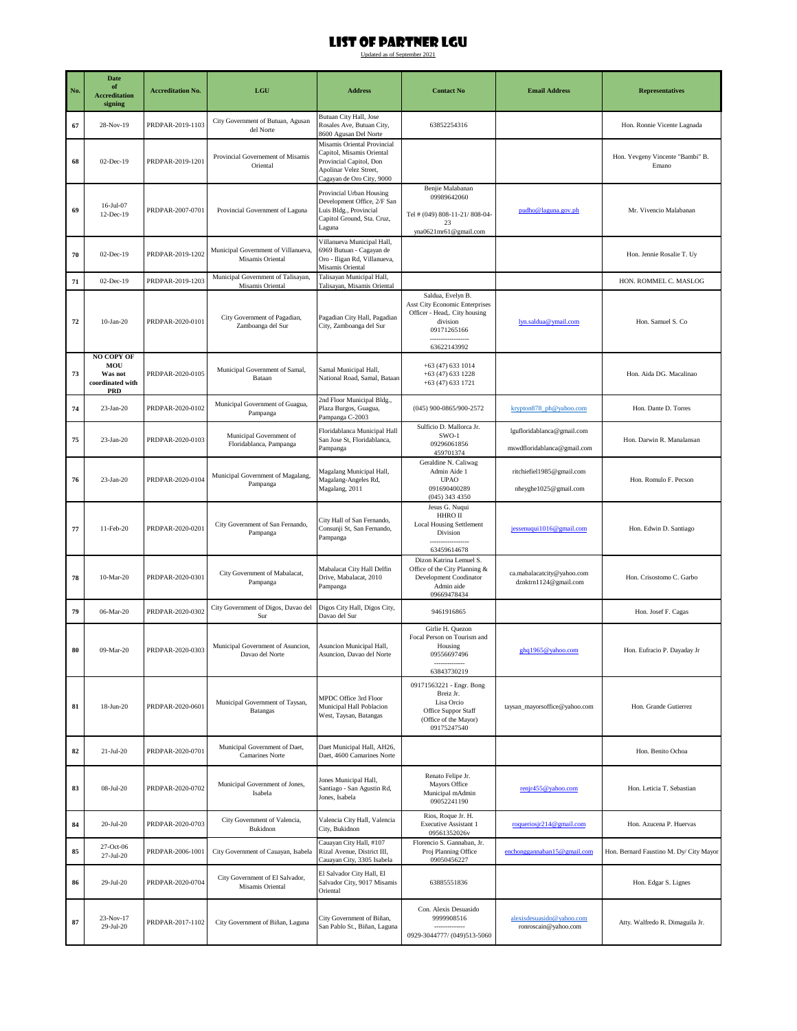# LIST OF PARTNER LGU

Updated as of September 2021

| No. | Date of Accreditation signing | Accreditation No. | LGU | Address | Contact No | Email Address | Representatives |
|---|---|---|---|---|---|---|---|
| 67 | 28-Nov-19 | PRDPAR-2019-1103 | City Government of Butuan, Agusan del Norte | Butuan City Hall, Jose Rosales Ave, Butuan City, 8600 Agusan Del Norte | 63852254316 | | Hon. Ronnie Vicente Lagnada |
| 68 | 02-Dec-19 | PRDPAR-2019-1201 | Provincial Governement of Misamis Oriental | Misamis Oriental Provincial Capitol, Misamis Oriental Provincial Capitol, Don Apolinar Velez Street, Cagayan de Oro City, 9000 | | | Hon. Yevgeny Vincente "Bambi" B. Emano |
| 69 | 16-Jul-07<br>12-Dec-19 | PRDPAR-2007-0701 | Provincial Government of Laguna | Provincial Urban Housing Development Office, 2/F San Luis Bldg., Provincial Capitol Ground, Sta. Cruz, Laguna | Benjie Malabanan<br>09989642060<br>Tel # (049) 808-11-21/ 808-04-23<br>yna0621mr61@gmail.com | pudho@laguna.gov.ph | Mr. Vivencio Malabanan |
| 70 | 02-Dec-19 | PRDPAR-2019-1202 | Municipal Government of Villanueva, Misamis Oriental | Villanueva Municipal Hall, 6969 Butuan - Cagayan de Oro - Iligan Rd, Villanueva, Misamis Oriental | | | Hon. Jennie Rosalie T. Uy |
| 71 | 02-Dec-19 | PRDPAR-2019-1203 | Municipal Government of Talisayan, Misamis Oriental | Talisayan Municipal Hall, Talisayan, Misamis Oriental | | | HON. ROMMEL C. MASLOG |
| 72 | 10-Jan-20 | PRDPAR-2020-0101 | City Government of Pagadian, Zamboanga del Sur | Pagadian City Hall, Pagadian City, Zamboanga del Sur | Saldua, Evelyn B.<br>Asst City Economic Enterprises Officer - Head,. City housing division<br>09171265166<br>------------------<br>63622143992 | lyn.saldua@ymail.com | Hon. Samuel S. Co |
| 73 | **NO COPY OF MOU Was not coordinated with PRD** | PRDPAR-2020-0105 | Municipal Government of Samal, Bataan | Samal Municipal Hall, National Road, Samal, Bataan | +63 (47) 633 1014<br>+63 (47) 633 1228<br>+63 (47) 633 1721 | | Hon. Aida DG. Macalinao |
| 74 | 23-Jan-20 | PRDPAR-2020-0102 | Municipal Government of Guagua, Pampanga | 2nd Floor Municipal Bldg., Plaza Burgos, Guagua, Pampanga C-2003 | (045) 900-0865/900-2572 | krypton878_ph@yahoo.com | Hon. Dante D. Torres |
| 75 | 23-Jan-20 | PRDPAR-2020-0103 | Municipal Government of Floridablanca, Pampanga | Floridablanca Municipal Hall San Jose St, Floridablanca, Pampanga | Sulficio D. Mallorca Jr.<br>SWO-1<br>09296061856<br>459701374 | lgufloridablanca@gmail.com<br>mswdfloridablanca@gmail.com | Hon. Darwin R. Manalansan |
| 76 | 23-Jan-20 | PRDPAR-2020-0104 | Municipal Government of Magalang, Pampanga | Magalang Municipal Hall, Magalang-Angeles Rd, Magalang, 2011 | Geraldine N. Caliwag<br>Admin Aide 1<br>UPAO<br>091690400289<br>(045) 343 4350 | ritchiefiel1985@gmail.com<br>nheyghe1025@gmail.com | Hon. Romulo F. Pecson |
| 77 | 11-Feb-20 | PRDPAR-2020-0201 | City Government of San Fernando, Pampanga | City Hall of San Fernando, Consunji St, San Fernando, Pampanga | Jesus G. Nuqui<br>HHRO II<br>Local Housing Settlement Division<br>------------------<br>63459614678 | jessenuqui1016@gmail.com | Hon. Edwin D. Santiago |
| 78 | 10-Mar-20 | PRDPAR-2020-0301 | City Government of Mabalacat, Pampanga | Mabalacat City Hall Delfin Drive, Mabalacat, 2010 Pampanga | Dizon Katrina Lemuel S.<br>Office of the City Planning & Development Coodinator<br>Admin aide<br>09669478434 | ca.mabalacatcity@yahoo.com<br>dznktrn1124@gmail.com | Hon. Crisostomo C. Garbo |
| 79 | 06-Mar-20 | PRDPAR-2020-0302 | City Government of Digos, Davao del Sur | Digos City Hall, Digos City, Davao del Sur | 9461916865 | | Hon. Josef F. Cagas |
| 80 | 09-Mar-20 | PRDPAR-2020-0303 | Municipal Government of Asuncion, Davao del Norte | Asuncion Municipal Hall, Asuncion, Davao del Norte | Girlie H. Quezon<br>Focal Person on Tourism and Housing<br>09556697496<br>--------------<br>63843730219 | ghq1965@yahoo.com | Hon. Eufracio P. Dayaday Jr |
| 81 | 18-Jun-20 | PRDPAR-2020-0601 | Municipal Government of Taysan, Batangas | MPDC Office 3rd Floor Municipal Hall Poblacion West, Taysan, Batangas | 09171563221 - Engr. Bong Breiz Jr.<br>Lisa Orcio<br>Office Suppor Staff<br>(Office of the Mayor)<br>09175247540 | taysan_mayorsoffice@yahoo.com | Hon. Grande Gutierrez |
| 82 | 21-Jul-20 | PRDPAR-2020-0701 | Municipal Government of Daet, Camarines Norte | Daet Municipal Hall, AH26, Daet, 4600 Camarines Norte | | | Hon. Benito Ochoa |
| 83 | 08-Jul-20 | PRDPAR-2020-0702 | Municipal Government of Jones, Isabela | Jones Municipal Hall, Santiago - San Agustin Rd, Jones, Isabela | Renato Felipe Jr.<br>Mayors Office<br>Municipal mAdmin<br>09052241190 | renjr455@yahoo.com | Hon. Leticia T. Sebastian |
| 84 | 20-Jul-20 | PRDPAR-2020-0703 | City Government of Valencia, Bukidnon | Valencia City Hall, Valencia City, Bukidnon | Rios, Roque Jr. H.<br>Executive Assistant 1<br>09561352026v | roqueriosjr214@gmail.com | Hon. Azucena P. Huervas |
| 85 | 27-Oct-06<br>27-Jul-20 | PRDPAR-2006-1001 | City Government of Cauayan, Isabela | Cauayan City Hall, #107 Rizal Avenue, District III, Cauayan City, 3305 Isabela | Florencio S. Gannaban, Jr.<br>Proj Planning Office<br>09050456227 | enchonggannaban15@gmail.com | Hon. Bernard Faustino M. Dy/ City Mayor |
| 86 | 29-Jul-20 | PRDPAR-2020-0704 | City Government of El Salvador, Misamis Oriental | El Salvador City Hall, El Salvador City, 9017 Misamis Oriental | 63885551836 | | Hon. Edgar S. Lignes |
| 87 | 23-Nov-17<br>29-Jul-20 | PRDPAR-2017-1102 | City Government of Biñan, Laguna | City Government of Biñan, San Pablo St., Biñan, Laguna | Con. Alexis Desuasido<br>9999908516<br>--------------<br>0929-3044777/ (049)513-5060 | alexisdesuasido@yahoo.com<br>ronroscain@yahoo.com | Atty. Walfredo R. Dimaguila Jr. |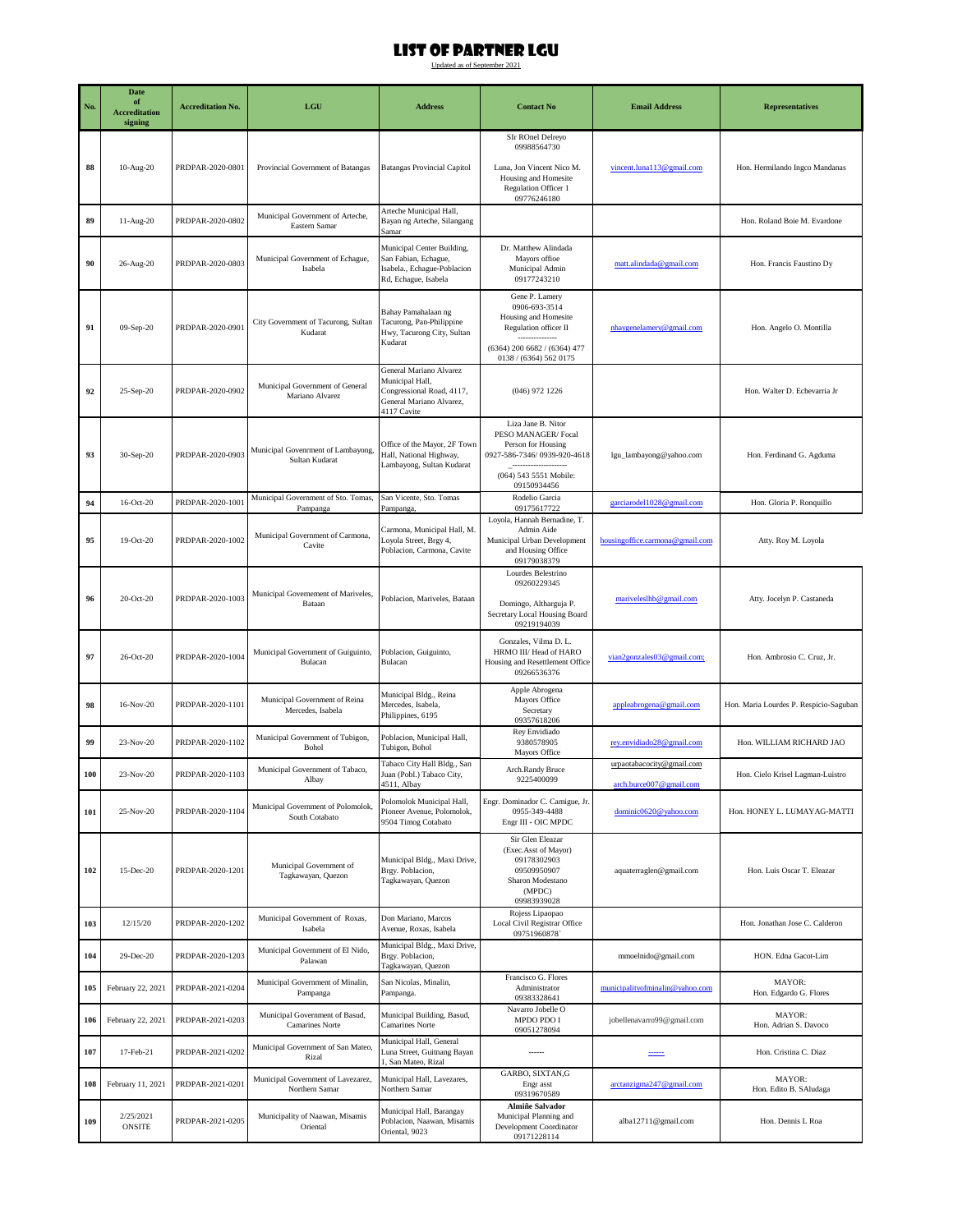# LIST OF PARTNER LGU

Updated as of September 2021

| No. | Date of Accreditation signing | Accreditation No. | LGU | Address | Contact No | Email Address | Representatives |
|---|---|---|---|---|---|---|---|
| 88 | 10-Aug-20 | PRDPAR-2020-0801 | Provincial Government of Batangas | Batangas Provincial Capitol | SIr ROnel Delreyo 09988564730 Luna, Jon Vincent Nico M. Housing and Homesite Regulation Officer 1 09776246180 | vincent.luna113@gmail.com | Hon. Hermilando Ingco Mandanas |
| 89 | 11-Aug-20 | PRDPAR-2020-0802 | Municipal Government of Arteche, Eastern Samar | Arteche Municipal Hall, Bayan ng Arteche, Silangang Samar | | | Hon. Roland Boie M. Evardone |
| 90 | 26-Aug-20 | PRDPAR-2020-0803 | Municipal Government of Echague, Isabela | Municipal Center Building, San Fabian, Echague, Isabela., Echague-Poblacion Rd, Echague, Isabela | Dr. Matthew Alindada Mayors offioe Municipal Admin 09177243210 | matt.alindada@gmail.com | Hon. Francis Faustino Dy |
| 91 | 09-Sep-20 | PRDPAR-2020-0901 | City Government of Tacurong, Sultan Kudarat | Bahay Pamahalaan ng Tacurong, Pan-Philippine Hwy, Tacurong City, Sultan Kudarat | Gene P. Lamery 0906-693-3514 Housing and Homesite Regulation officer II --------------- (6364) 200 6682 / (6364) 477 0138 / (6364) 562 0175 | nhaygenelamery@gmail.com | Hon. Angelo O. Montilla |
| 92 | 25-Sep-20 | PRDPAR-2020-0902 | Municipal Government of General Mariano Alvarez | General Mariano Alvarez Municipal Hall, Congressional Road, 4117, General Mariano Alvarez, 4117 Cavite | (046) 972 1226 | | Hon. Walter D. Echevarria Jr |
| 93 | 30-Sep-20 | PRDPAR-2020-0903 | Municipal Govenrment of Lambayong, Sultan Kudarat | Office of the Mayor, 2F Town Hall, National Highway, Lambayong, Sultan Kudarat | Liza Jane B. Nitor PESO MANAGER/ Focal Person for Housing 0927-586-7346/ 0939-920-4618 _-------------------- (064) 543 5551 Mobile: 09150934456 | lgu_lambayong@yahoo.com | Hon. Ferdinand G. Agduma |
| 94 | 16-Oct-20 | PRDPAR-2020-1001 | Municipal Government of Sto. Tomas, Pampanga | San Vicente, Sto. Tomas Pampanga, | Rodelio Garcia 09175617722 | garciarodel1028@gmail.com | Hon. Gloria P. Ronquillo |
| 95 | 19-Oct-20 | PRDPAR-2020-1002 | Municipal Government of Carmona, Cavite | Carmona, Municipal Hall, M. Loyola Street, Brgy 4, Poblacion, Carmona, Cavite | Loyola, Hannah Bernadine, T. Admin Aide Municipal Urban Development and Housing Office 09179038379 | housingoffice.carmona@gmail.com | Atty. Roy M. Loyola |
| 96 | 20-Oct-20 | PRDPAR-2020-1003 | Municipal Governement of Mariveles, Bataan | Poblacion, Mariveles, Bataan | Lourdes Belestrino 09260229345 Domingo, Altharguja P. Secretary Local Housing Board 09219194039 | mariveleslhb@gmail.com | Atty. Jocelyn P. Castaneda |
| 97 | 26-Oct-20 | PRDPAR-2020-1004 | Municipal Government of Guiguinto, Bulacan | Poblacion, Guiguinto, Bulacan | Gonzales, Vilma D. L. HRMO III/ Head of HARO Housing and Resettlement Office 09266536376 | vian2gonzales03@gmail.com; | Hon. Ambrosio C. Cruz, Jr. |
| 98 | 16-Nov-20 | PRDPAR-2020-1101 | Municipal Government of Reina Mercedes, Isabela | Municipal Bldg., Reina Mercedes, Isabela, Philippines, 6195 | Apple Abrogena Mayors Office Secretary 09357618206 | appleabrogena@gmail.com | Hon. Maria Lourdes P. Respicio-Saguban |
| 99 | 23-Nov-20 | PRDPAR-2020-1102 | Municipal Government of Tubigon, Bohol | Poblacion, Municipal Hall, Tubigon, Bohol | Rey Envidiado 9380578905 Mayors Office | rey.envidiado28@gmail.com | Hon. WILLIAM RICHARD JAO |
| 100 | 23-Nov-20 | PRDPAR-2020-1103 | Municipal Government of Tabaco, Albay | Tabaco City Hall Bldg., San Juan (Pobl.) Tabaco City, 4511, Albay | Arch.Randy Bruce 9225400099 | urpaotabacocity@gmail.com arch.burce007@gmail.com | Hon. Cielo Krisel Lagman-Luistro |
| 101 | 25-Nov-20 | PRDPAR-2020-1104 | Municipal Government of Polomolok, South Cotabato | Polomolok Municipal Hall, Pioneer Avenue, Polomolok, 9504 Timog Cotabato | Engr. Dominador C. Camigue, Jr. 0955-349-4488 Engr III - OIC MPDC | dominic0620@yahoo.com | Hon. HONEY L. LUMAYAG-MATTI |
| 102 | 15-Dec-20 | PRDPAR-2020-1201 | Municipal Government of Tagkawayan, Quezon | Municipal Bldg., Maxi Drive, Brgy. Poblacion, Tagkawayan, Quezon | Sir Glen Eleazar (Exec.Asst of Mayor) 09178302903 09509950907 Sharon Modestano (MPDC) 09983939028 | aquaterraglen@gmail.com | Hon. Luis Oscar T. Eleazar |
| 103 | 12/15/20 | PRDPAR-2020-1202 | Municipal Government of Roxas, Isabela | Don Mariano, Marcos Avenue, Roxas, Isabela | Rojess Lipaopao Local Civil Registrar Office 09751960878` | | Hon. Jonathan Jose C. Calderon |
| 104 | 29-Dec-20 | PRDPAR-2020-1203 | Municipal Government of El Nido, Palawan | Municipal Bldg., Maxi Drive, Brgy. Poblacion, Tagkawayan, Quezon | | mmoelnido@gmail.com | HON. Edna Gacot-Lim |
| 105 | February 22, 2021 | PRDPAR-2021-0204 | Municipal Government of Minalin, Pampanga | San Nicolas, Minalin, Pampanga. | Francisco G. Flores Administrator 09383328641 | municipalityofminalin@yahoo.com | MAYOR: Hon. Edgardo G. Flores |
| 106 | February 22, 2021 | PRDPAR-2021-0203 | Municipal Government of Basud, Camarines Norte | Municipal Building, Basud, Camarines Norte | Navarro Jobelle O MPDO PDO I 09051278094 | jobellenavarro99@gmail.com | MAYOR: Hon. Adrian S. Davoco |
| 107 | 17-Feb-21 | PRDPAR-2021-0202 | Municipal Government of San Mateo, Rizal | Municipal Hall, General Luna Street, Guitnang Bayan 1, San Mateo, Rizal | ------ | ------ | Hon. Cristina C. Diaz |
| 108 | February 11, 2021 | PRDPAR-2021-0201 | Municipal Government of Lavezarez, Northern Samar | Municipal Hall, Lavezares, Northern Samar | GARBO, SIXTAN,G Engr asst 09319670589 | arctanzigma247@gmail.com | MAYOR: Hon. Edito B. SAludaga |
| 109 | 2/25/2021 ONSITE | PRDPAR-2021-0205 | Municipality of Naawan, Misamis Oriental | Municipal Hall, Barangay Poblacion, Naawan, Misamis Oriental, 9023 | **Almiñe Salvador** Municipal Planning and Development Coordinator 09171228114 | alba12711@gmail.com | Hon. Dennis L Roa |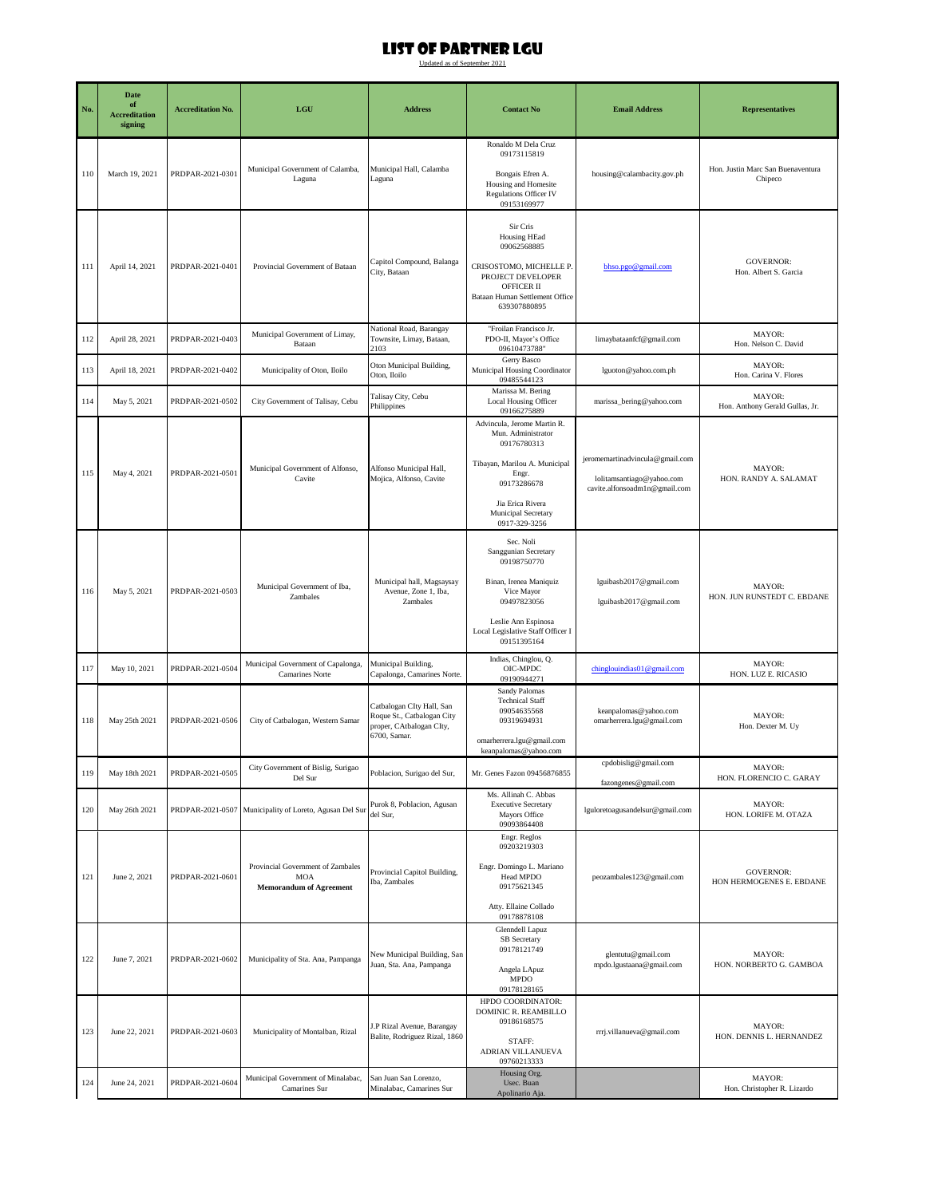# LIST OF PARTNER LGU

Updated as of September 2021

| No. | Date of Accreditation signing | Accreditation No. | LGU | Address | Contact No | Email Address | Representatives |
|---|---|---|---|---|---|---|---|
| 110 | March 19, 2021 | PRDPAR-2021-0301 | Municipal Government of Calamba, Laguna | Municipal Hall, Calamba Laguna | Ronaldo M Dela Cruz 09173115819<br><br>Bongais Efren A. Housing and Homesite Regulations Officer IV 09153169977 | housing@calambacity.gov.ph | Hon. Justin Marc San Buenaventura Chipeco |
| 111 | April 14, 2021 | PRDPAR-2021-0401 | Provincial Government of Bataan | Capitol Compound, Balanga City, Bataan | Sir Cris Housing HEad 09062568885<br><br>CRISOSTOMO, MICHELLE P. PROJECT DEVELOPER OFFICER II Bataan Human Settlement Office 639307880895 | bhso.pgo@gmail.com | GOVERNOR: Hon. Albert S. Garcia |
| 112 | April 28, 2021 | PRDPAR-2021-0403 | Municipal Government of Limay, Bataan | National Road, Barangay Townsite, Limay, Bataan, 2103 | "Froilan Francisco Jr. PDO-II, Mayor's Office 09610473788" | limaybataanfcf@gmail.com | MAYOR: Hon. Nelson C. David |
| 113 | April 18, 2021 | PRDPAR-2021-0402 | Municipality of Oton, Iloilo | Oton Municipal Building, Oton, Iloilo | Gerry Basco Municipal Housing Coordinator 09485544123 | lguoton@yahoo.com.ph | MAYOR: Hon. Carina V. Flores |
| 114 | May 5, 2021 | PRDPAR-2021-0502 | City Government of Talisay, Cebu | Talisay City, Cebu Philippines | Marissa M. Bering Local Housing Officer 09166275889 | marissa_bering@yahoo.com | MAYOR: Hon. Anthony Gerald Gullas, Jr. |
| 115 | May 4, 2021 | PRDPAR-2021-0501 | Municipal Government of Alfonso, Cavite | Alfonso Municipal Hall, Mojica, Alfonso, Cavite | Advincula, Jerome Martin R. Mun. Administrator 09176780313<br><br>Tibayan, Marilou A. Municipal Engr. 09173286678<br><br>Jia Erica Rivera Municipal Secretary 0917-329-3256 | jeromemartinadvincula@gmail.com<br><br>lolitamsantiago@yahoo.com<br>cavite.alfonsoadm1n@gmail.com | MAYOR: HON. RANDY A. SALAMAT |
| 116 | May 5, 2021 | PRDPAR-2021-0503 | Municipal Government of Iba, Zambales | Municipal hall, Magsaysay Avenue, Zone 1, Iba, Zambales | Sec. Noli Sanggunian Secretary 09198750770<br><br>Binan, Irenea Maniquiz Vice Mayor 09497823056<br><br>Leslie Ann Espinosa Local Legislative Staff Officer I 09151395164 | lguibasb2017@gmail.com<br><br>lguibasb2017@gmail.com | MAYOR: HON. JUN RUNSTEDT C. EBDANE |
| 117 | May 10, 2021 | PRDPAR-2021-0504 | Municipal Government of Capalonga, Camarines Norte | Municipal Building, Capalonga, Camarines Norte. | Indias, Chinglou, Q. OIC-MPDC 09190944271 | chinglouindias01@gmail.com | MAYOR: HON. LUZ E. RICASIO |
| 118 | May 25th 2021 | PRDPAR-2021-0506 | City of Catbalogan, Western Samar | Catbalogan CIty Hall, San Roque St., Catbalogan City proper, CAtbalogan CIty, 6700, Samar. | Sandy Palomas Technical Staff 09054635568 09319694931<br><br>omarherrera.lgu@gmail.com keanpalomas@yahoo.com | keanpalomas@yahoo.com<br>omarherrera.lgu@gmail.com | MAYOR: Hon. Dexter M. Uy |
| 119 | May 18th 2021 | PRDPAR-2021-0505 | City Government of Bislig, Surigao Del Sur | Poblacion, Surigao del Sur, | Mr. Genes Fazon 09456876855 | cpdobislig@gmail.com<br><br>fazongenes@gmail.com | MAYOR: HON. FLORENCIO C. GARAY |
| 120 | May 26th 2021 | PRDPAR-2021-0507 | Municipality of Loreto, Agusan Del Sur | Purok 8, Poblacion, Agusan del Sur, | Ms. Allinah C. Abbas Executive Secretary Mayors Office 09093864408 | lguloretoagusandelsur@gmail.com | MAYOR: HON. LORIFE M. OTAZA |
| 121 | June 2, 2021 | PRDPAR-2021-0601 | Provincial Government of Zambales MOA **Memorandum of Agreement** | Provincial Capitol Building, Iba, Zambales | Engr. Reglos 09203219303<br><br>Engr. Domingo L. Mariano Head MPDO 09175621345<br><br>Atty. Ellaine Collado 09178878108 | peozambales123@gmail.com | GOVERNOR: HON HERMOGENES E. EBDANE |
| 122 | June 7, 2021 | PRDPAR-2021-0602 | Municipality of Sta. Ana, Pampanga | New Municipal Building, San Juan, Sta. Ana, Pampanga | Glenndell Lapuz SB Secretary 09178121749<br><br>Angela LApuz MPDO 09178128165 | glentutu@gmail.com<br>mpdo.lgustaana@gmail.com | MAYOR: HON. NORBERTO G. GAMBOA |
| 123 | June 22, 2021 | PRDPAR-2021-0603 | Municipality of Montalban, Rizal | J.P Rizal Avenue, Barangay Balite, Rodriguez Rizal, 1860 | HPDO COORDINATOR: DOMINIC R. REAMBILLO 09186168575<br><br>STAFF: ADRIAN VILLANUEVA 09760213333 | rrrj.villanueva@gmail.com | MAYOR: HON. DENNIS L. HERNANDEZ |
| 124 | June 24, 2021 | PRDPAR-2021-0604 | Municipal Government of Minalabac, Camarines Sur | San Juan San Lorenzo, Minalabac, Camarines Sur | Housing Org. Usec. Buan Apolinario Aja. | | MAYOR: Hon. Christopher R. Lizardo |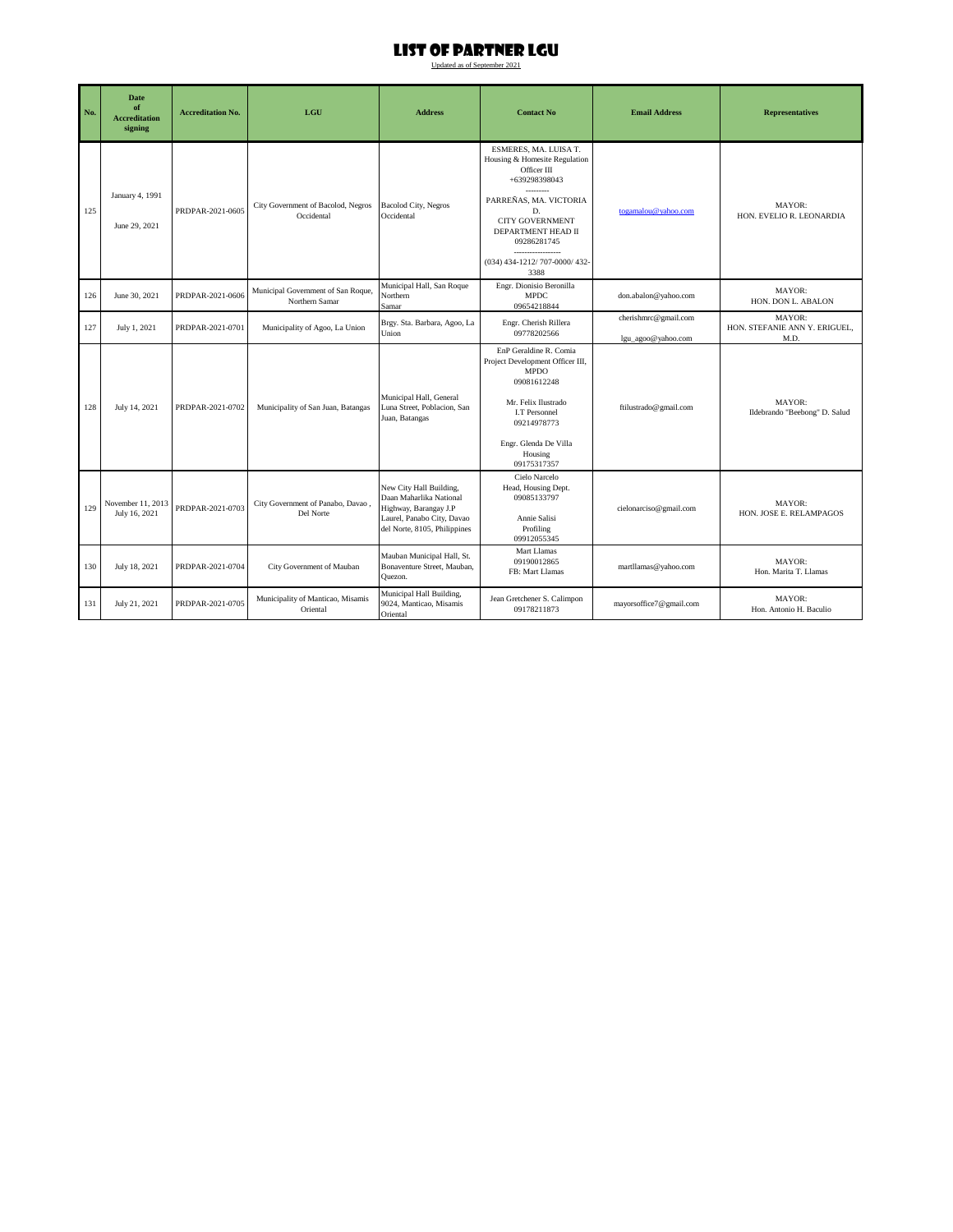# LIST OF PARTNER LGU

Updated as of September 2021

| No. | Date of Accreditation signing | Accreditation No. | LGU | Address | Contact No | Email Address | Representatives |
|---|---|---|---|---|---|---|---|
| 125 | January 4, 1991<br><br>June 29, 2021 | PRDPAR-2021-0605 | City Government of Bacolod, Negros Occidental | Bacolod City, Negros Occidental | ESMERES, MA. LUISA T.<br>Housing & Homesite Regulation Officer III<br>+639298398043<br>---------<br>PARREÑAS, MA. VICTORIA D.<br>CITY GOVERNMENT DEPARTMENT HEAD II<br>09286281745<br>------------------<br>(034) 434-1212/ 707-0000/ 432-3388 | togamalou@yahoo.com | MAYOR:<br>HON. EVELIO R. LEONARDIA |
| 126 | June 30, 2021 | PRDPAR-2021-0606 | Municipal Government of San Roque, Northern Samar | Municipal Hall, San Roque Northern Samar | Engr. Dionisio Beronilla<br>MPDC<br>09654218844 | don.abalon@yahoo.com | MAYOR:<br>HON. DON L. ABALON |
| 127 | July 1, 2021 | PRDPAR-2021-0701 | Municipality of Agoo, La Union | Brgy. Sta. Barbara, Agoo, La Union | Engr. Cherish Rillera<br>09778202566 | cherishmrc@gmail.com<br><br>lgu_agoo@yahoo.com | MAYOR:<br>HON. STEFANIE ANN Y. ERIGUEL, M.D. |
| 128 | July 14, 2021 | PRDPAR-2021-0702 | Municipality of San Juan, Batangas | Municipal Hall, General Luna Street, Poblacion, San Juan, Batangas | EnP Geraldine R. Comia<br>Project Development Officer III, MPDO<br>09081612248<br><br>Mr. Felix Ilustrado<br>I.T Personnel<br>09214978773<br><br>Engr. Glenda De Villa<br>Housing<br>09175317357 | ftilustrado@gmail.com | MAYOR:<br>Ildebrando "Beebong" D. Salud |
| 129 | November 11, 2013<br>July 16, 2021 | PRDPAR-2021-0703 | City Government of Panabo, Davao , Del Norte | New City Hall Building, Daan Maharlika National Highway, Barangay J.P Laurel, Panabo City, Davao del Norte, 8105, Philippines | Cielo Narcelo<br>Head, Housing Dept.<br>09085133797<br><br>Annie Salisi<br>Profiling<br>09912055345 | cielonarciso@gmail.com | MAYOR:<br>HON. JOSE E. RELAMPAGOS |
| 130 | July 18, 2021 | PRDPAR-2021-0704 | City Government of Mauban | Mauban Municipal Hall, St. Bonaventure Street, Mauban, Quezon. | Mart Llamas<br>09190012865<br>FB: Mart Llamas | martllamas@yahoo.com | MAYOR:<br>Hon. Marita T. Llamas |
| 131 | July 21, 2021 | PRDPAR-2021-0705 | Municipality of Manticao, Misamis Oriental | Municipal Hall Building, 9024, Manticao, Misamis Oriental | Jean Gretchener S. Calimpon<br>09178211873 | mayorsoffice7@gmail.com | MAYOR:<br>Hon. Antonio H. Baculio |